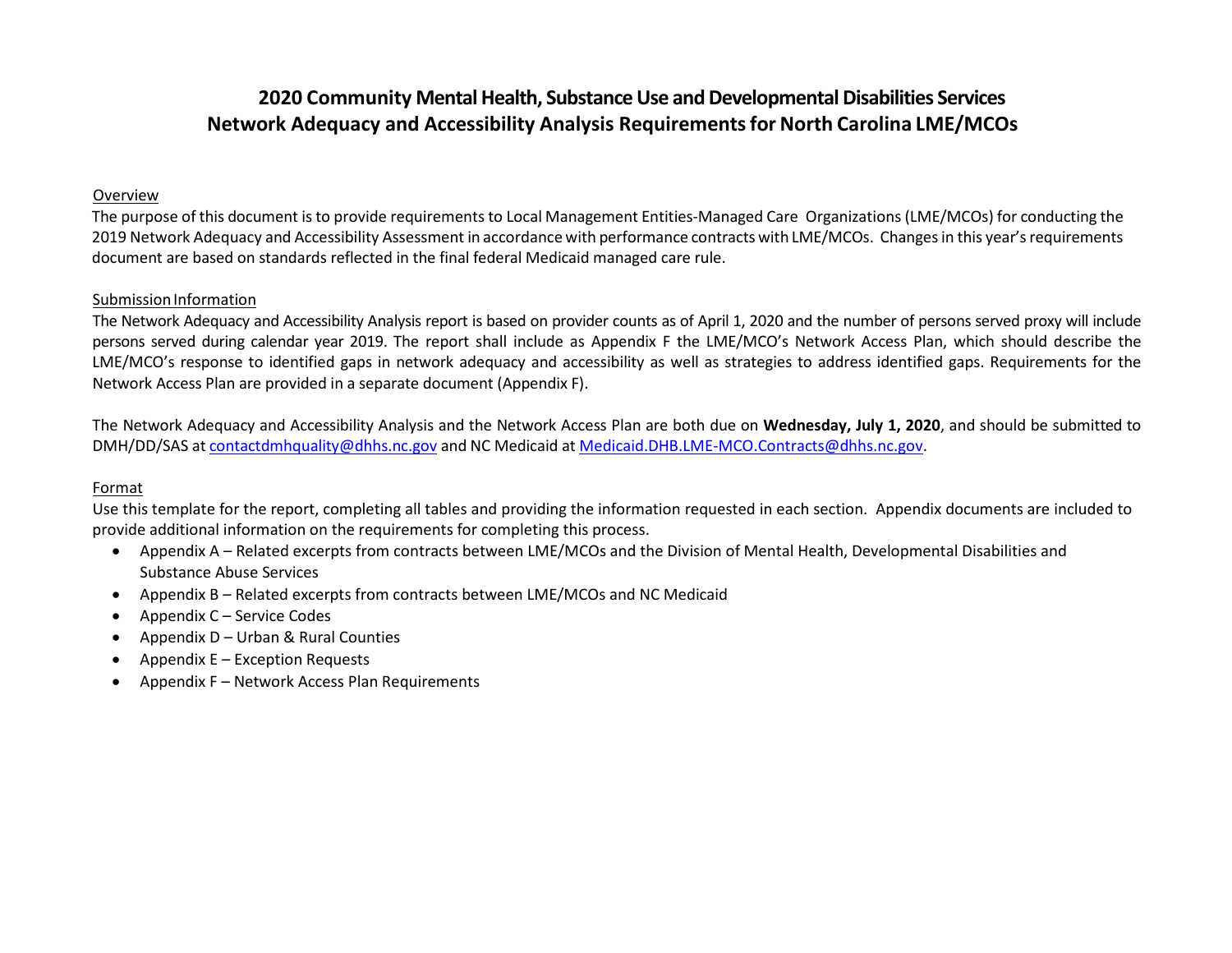# 2020 Community Mental Health, Substance Use and Developmental Disabilities Services
# Network Adequacy and Accessibility Analysis Requirements for North Carolina LME/MCOs

## Overview

The purpose of this document is to provide requirements to Local Management Entities-Managed Care Organizations (LME/MCOs) for conducting the 2019 Network Adequacy and Accessibility Assessment in accordance with performance contracts with LME/MCOs. Changes in this year's requirements document are based on standards reflected in the final federal Medicaid managed care rule.

## Submission Information

The Network Adequacy and Accessibility Analysis report is based on provider counts as of April 1, 2020 and the number of persons served proxy will include persons served during calendar year 2019. The report shall include as Appendix F the LME/MCO's Network Access Plan, which should describe the LME/MCO's response to identified gaps in network adequacy and accessibility as well as strategies to address identified gaps. Requirements for the Network Access Plan are provided in a separate document (Appendix F).

The Network Adequacy and Accessibility Analysis and the Network Access Plan are both due on **Wednesday, July 1, 2020**, and should be submitted to DMH/DD/SAS at contactdmhquality@dhhs.nc.gov and NC Medicaid at Medicaid.DHB.LME-MCO.Contracts@dhhs.nc.gov.

## Format

Use this template for the report, completing all tables and providing the information requested in each section. Appendix documents are included to provide additional information on the requirements for completing this process.

- Appendix A – Related excerpts from contracts between LME/MCOs and the Division of Mental Health, Developmental Disabilities and Substance Abuse Services
- Appendix B – Related excerpts from contracts between LME/MCOs and NC Medicaid
- Appendix C – Service Codes
- Appendix D – Urban & Rural Counties
- Appendix E – Exception Requests
- Appendix F – Network Access Plan Requirements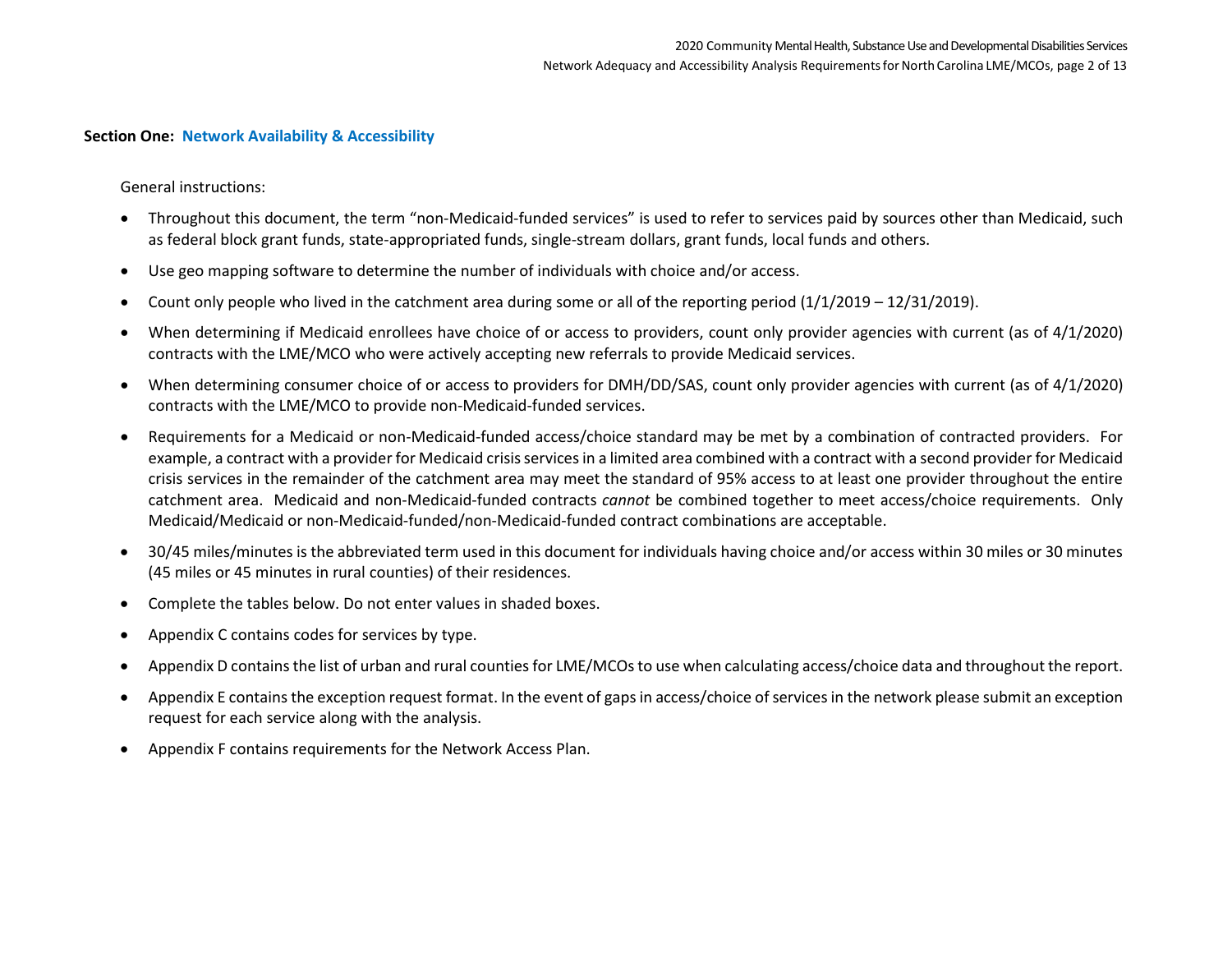## Section One: Network Availability & Accessibility

General instructions:

- Throughout this document, the term "non-Medicaid-funded services" is used to refer to services paid by sources other than Medicaid, such as federal block grant funds, state-appropriated funds, single-stream dollars, grant funds, local funds and others.
- Use geo mapping software to determine the number of individuals with choice and/or access.
- Count only people who lived in the catchment area during some or all of the reporting period (1/1/2019 – 12/31/2019).
- When determining if Medicaid enrollees have choice of or access to providers, count only provider agencies with current (as of 4/1/2020) contracts with the LME/MCO who were actively accepting new referrals to provide Medicaid services.
- When determining consumer choice of or access to providers for DMH/DD/SAS, count only provider agencies with current (as of 4/1/2020) contracts with the LME/MCO to provide non-Medicaid-funded services.
- Requirements for a Medicaid or non-Medicaid-funded access/choice standard may be met by a combination of contracted providers. For example, a contract with a provider for Medicaid crisis services in a limited area combined with a contract with a second provider for Medicaid crisis services in the remainder of the catchment area may meet the standard of 95% access to at least one provider throughout the entire catchment area. Medicaid and non-Medicaid-funded contracts *cannot* be combined together to meet access/choice requirements. Only Medicaid/Medicaid or non-Medicaid-funded/non-Medicaid-funded contract combinations are acceptable.
- 30/45 miles/minutes is the abbreviated term used in this document for individuals having choice and/or access within 30 miles or 30 minutes (45 miles or 45 minutes in rural counties) of their residences.
- Complete the tables below. Do not enter values in shaded boxes.
- Appendix C contains codes for services by type.
- Appendix D contains the list of urban and rural counties for LME/MCOs to use when calculating access/choice data and throughout the report.
- Appendix E contains the exception request format. In the event of gaps in access/choice of services in the network please submit an exception request for each service along with the analysis.
- Appendix F contains requirements for the Network Access Plan.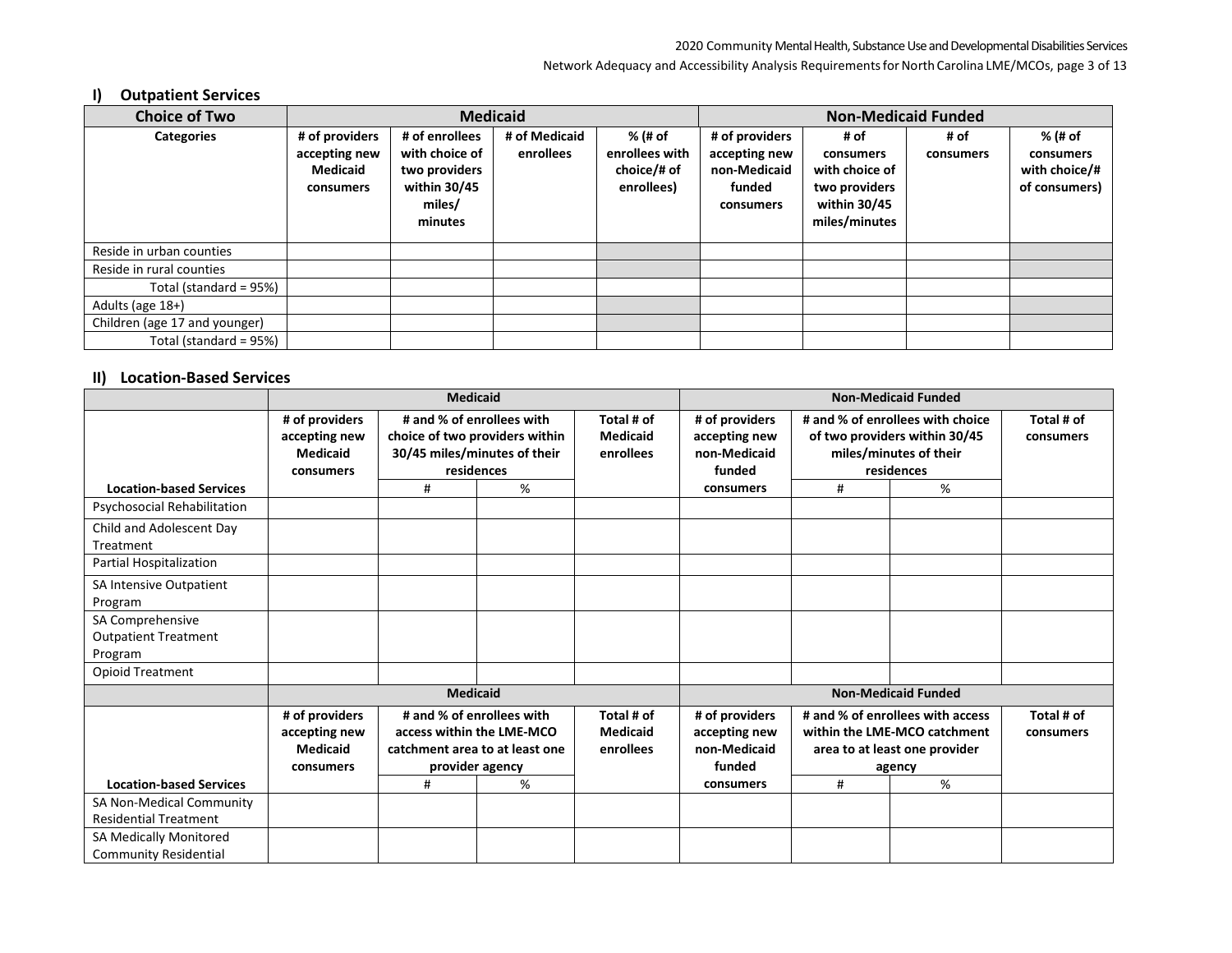## I) Outpatient Services

| Choice of Two | Medicaid | | | | Non-Medicaid Funded | | | |
|---|---|---|---|---|---|---|---|---|
| **Categories** | **# of providers accepting new Medicaid consumers** | **# of enrollees with choice of two providers within 30/45 miles/ minutes** | **# of Medicaid enrollees** | **% (# of enrollees with choice/# of enrollees)** | **# of providers accepting new non-Medicaid funded consumers** | **# of consumers with choice of two providers within 30/45 miles/minutes** | **# of consumers** | **% (# of consumers with choice/# of consumers)** |
| Reside in urban counties | | | | | | | | |
| Reside in rural counties | | | | | | | | |
| Total (standard = 95%) | | | | | | | | |
| Adults (age 18+) | | | | | | | | |
| Children (age 17 and younger) | | | | | | | | |
| Total (standard = 95%) | | | | | | | | |

## II) Location-Based Services

| | Medicaid | | | | Non-Medicaid Funded | | | |
|---|---|---|---|---|---|---|---|---|
| | **# of providers accepting new Medicaid consumers** | **# and % of enrollees with choice of two providers within 30/45 miles/minutes of their residences** | | **Total # of Medicaid enrollees** | **# of providers accepting new non-Medicaid funded consumers** | **# and % of enrollees with choice of two providers within 30/45 miles/minutes of their residences** | | **Total # of consumers** |
| **Location-based Services** | | # | % | | | # | % | |
| Psychosocial Rehabilitation | | | | | | | | |
| Child and Adolescent Day Treatment | | | | | | | | |
| Partial Hospitalization | | | | | | | | |
| SA Intensive Outpatient Program | | | | | | | | |
| SA Comprehensive Outpatient Treatment Program | | | | | | | | |
| Opioid Treatment | | | | | | | | |
| | **Medicaid** | | | | **Non-Medicaid Funded** | | | |
| | **# of providers accepting new Medicaid consumers** | **# and % of enrollees with access within the LME-MCO catchment area to at least one provider agency** | | **Total # of Medicaid enrollees** | **# of providers accepting new non-Medicaid funded consumers** | **# and % of enrollees with access within the LME-MCO catchment area to at least one provider agency** | | **Total # of consumers** |
| **Location-based Services** | | # | % | | | # | % | |
| SA Non-Medical Community Residential Treatment | | | | | | | | |
| SA Medically Monitored Community Residential | | | | | | | | |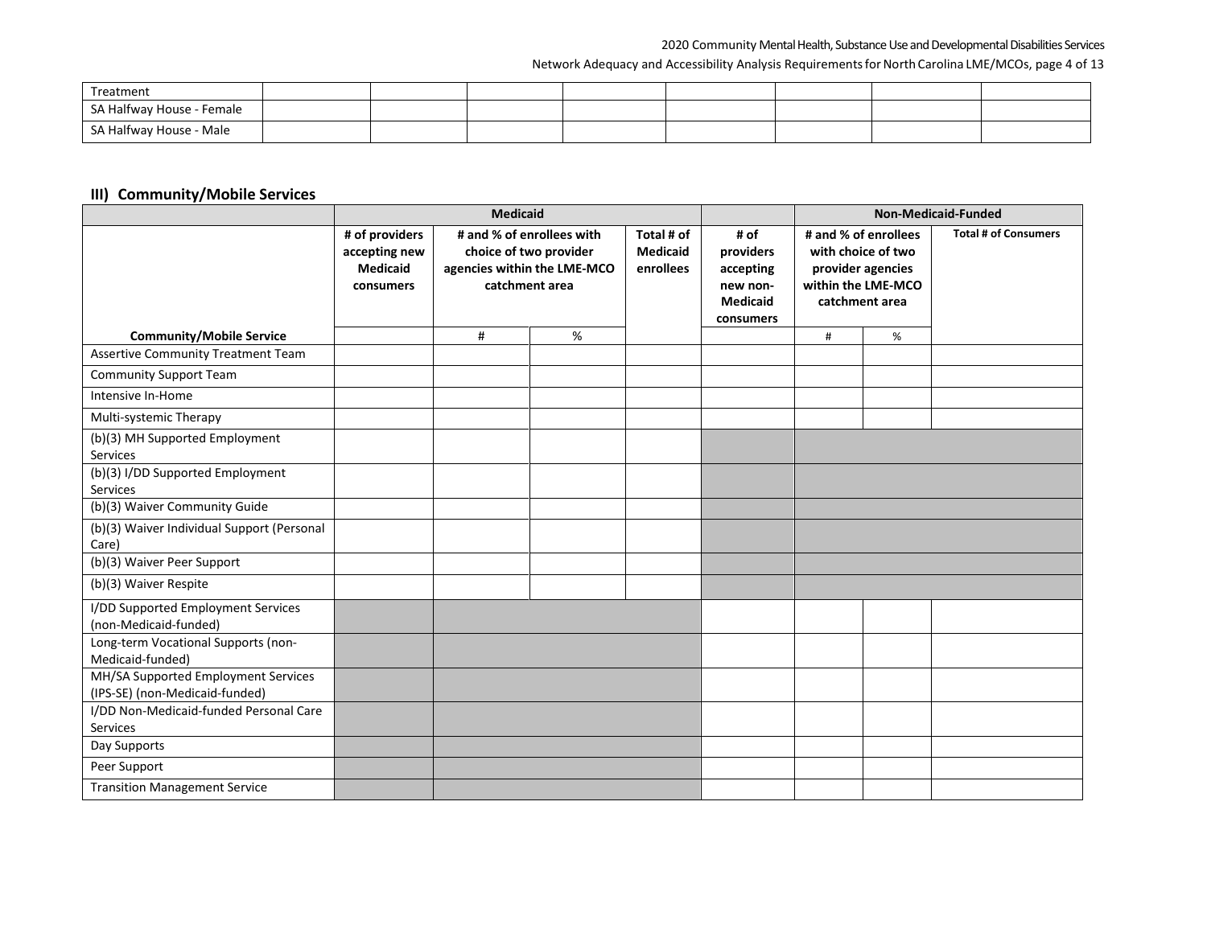| Treatment | | | | | | | | |
|---|---|---|---|---|---|---|---|---|
| SA Halfway House - Female | | | | | | | | |
| SA Halfway House - Male | | | | | | | | |

### III) Community/Mobile Services

| | Medicaid | | | | | Non-Medicaid-Funded | | |
|---|---|---|---|---|---|---|---|---|
| | # of providers accepting new Medicaid consumers | # and % of enrollees with choice of two provider agencies within the LME-MCO catchment area | | Total # of Medicaid enrollees | # of providers accepting new non-Medicaid consumers | # and % of enrollees with choice of two provider agencies within the LME-MCO catchment area | | Total # of Consumers |
| **Community/Mobile Service** | | # | % | | | # | % | |
| Assertive Community Treatment Team | | | | | | | | |
| Community Support Team | | | | | | | | |
| Intensive In-Home | | | | | | | | |
| Multi-systemic Therapy | | | | | | | | |
| (b)(3) MH Supported Employment Services | | | | | | | | |
| (b)(3) I/DD Supported Employment Services | | | | | | | | |
| (b)(3) Waiver Community Guide | | | | | | | | |
| (b)(3) Waiver Individual Support (Personal Care) | | | | | | | | |
| (b)(3) Waiver Peer Support | | | | | | | | |
| (b)(3) Waiver Respite | | | | | | | | |
| I/DD Supported Employment Services (non-Medicaid-funded) | | | | | | | | |
| Long-term Vocational Supports (non-Medicaid-funded) | | | | | | | | |
| MH/SA Supported Employment Services (IPS-SE) (non-Medicaid-funded) | | | | | | | | |
| I/DD Non-Medicaid-funded Personal Care Services | | | | | | | | |
| Day Supports | | | | | | | | |
| Peer Support | | | | | | | | |
| Transition Management Service | | | | | | | | |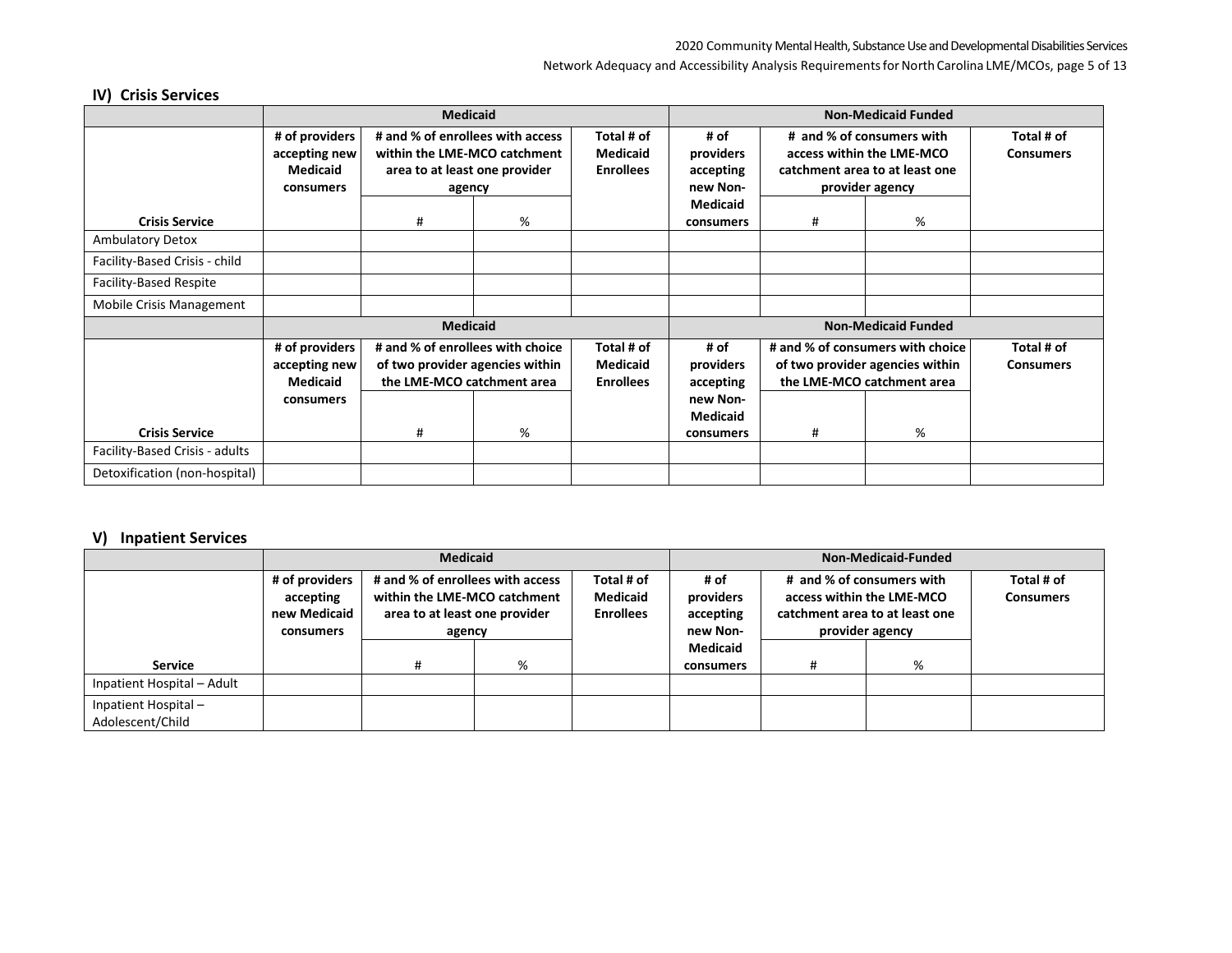## IV) Crisis Services

| | Medicaid | | | | Non-Medicaid Funded | | | |
|---|---|---|---|---|---|---|---|---|
| | # of providers accepting new Medicaid consumers | # and % of enrollees with access within the LME-MCO catchment area to at least one provider agency | | Total # of Medicaid Enrollees | # of providers accepting new Non-Medicaid consumers | # and % of consumers with access within the LME-MCO catchment area to at least one provider agency | | Total # of Consumers |
| Crisis Service | | # | % | | | # | % | |
| Ambulatory Detox | | | | | | | | |
| Facility-Based Crisis - child | | | | | | | | |
| Facility-Based Respite | | | | | | | | |
| Mobile Crisis Management | | | | | | | | |

| | Medicaid | | | | Non-Medicaid Funded | | | |
|---|---|---|---|---|---|---|---|---|
| | # of providers accepting new Medicaid consumers | # and % of enrollees with choice of two provider agencies within the LME-MCO catchment area | | Total # of Medicaid Enrollees | # of providers accepting new Non-Medicaid consumers | # and % of consumers with choice of two provider agencies within the LME-MCO catchment area | | Total # of Consumers |
| Crisis Service | | # | % | | | # | % | |
| Facility-Based Crisis - adults | | | | | | | | |
| Detoxification (non-hospital) | | | | | | | | |

## V) Inpatient Services

| | Medicaid | | | | Non-Medicaid-Funded | | | |
|---|---|---|---|---|---|---|---|---|
| | # of providers accepting new Medicaid consumers | # and % of enrollees with access within the LME-MCO catchment area to at least one provider agency | | Total # of Medicaid Enrollees | # of providers accepting new Non-Medicaid consumers | # and % of consumers with access within the LME-MCO catchment area to at least one provider agency | | Total # of Consumers |
| Service | | # | % | | | # | % | |
| Inpatient Hospital – Adult | | | | | | | | |
| Inpatient Hospital – Adolescent/Child | | | | | | | | |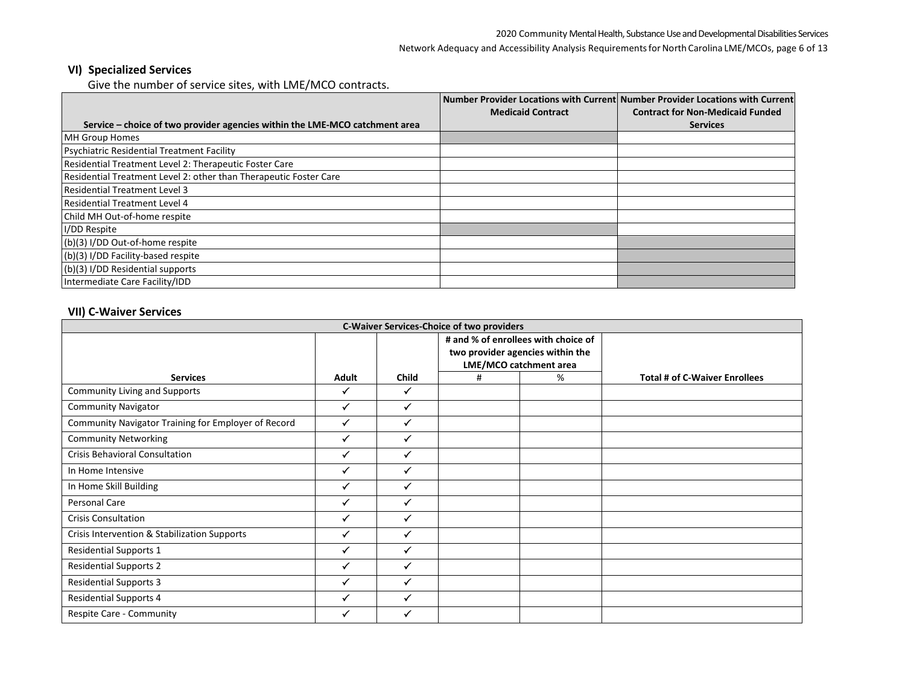## VI) Specialized Services

Give the number of service sites, with LME/MCO contracts.

| Service – choice of two provider agencies within the LME-MCO catchment area | Number Provider Locations with Current Medicaid Contract | Number Provider Locations with Current Contract for Non-Medicaid Funded Services |
|---|---|---|
| MH Group Homes | | |
| Psychiatric Residential Treatment Facility | | |
| Residential Treatment Level 2: Therapeutic Foster Care | | |
| Residential Treatment Level 2: other than Therapeutic Foster Care | | |
| Residential Treatment Level 3 | | |
| Residential Treatment Level 4 | | |
| Child MH Out-of-home respite | | |
| I/DD Respite | | |
| (b)(3) I/DD Out-of-home respite | | |
| (b)(3) I/DD Facility-based respite | | |
| (b)(3) I/DD Residential supports | | |
| Intermediate Care Facility/IDD | | |

## VII) C-Waiver Services

| C-Waiver Services-Choice of two providers | | | | | |
|---|---|---|---|---|---|
| | | | # and % of enrollees with choice of two provider agencies within the LME/MCO catchment area | | |
| Services | Adult | Child | # | % | Total # of C-Waiver Enrollees |
| Community Living and Supports | ✓ | ✓ | | | |
| Community Navigator | ✓ | ✓ | | | |
| Community Navigator Training for Employer of Record | ✓ | ✓ | | | |
| Community Networking | ✓ | ✓ | | | |
| Crisis Behavioral Consultation | ✓ | ✓ | | | |
| In Home Intensive | ✓ | ✓ | | | |
| In Home Skill Building | ✓ | ✓ | | | |
| Personal Care | ✓ | ✓ | | | |
| Crisis Consultation | ✓ | ✓ | | | |
| Crisis Intervention & Stabilization Supports | ✓ | ✓ | | | |
| Residential Supports 1 | ✓ | ✓ | | | |
| Residential Supports 2 | ✓ | ✓ | | | |
| Residential Supports 3 | ✓ | ✓ | | | |
| Residential Supports 4 | ✓ | ✓ | | | |
| Respite Care - Community | ✓ | ✓ | | | |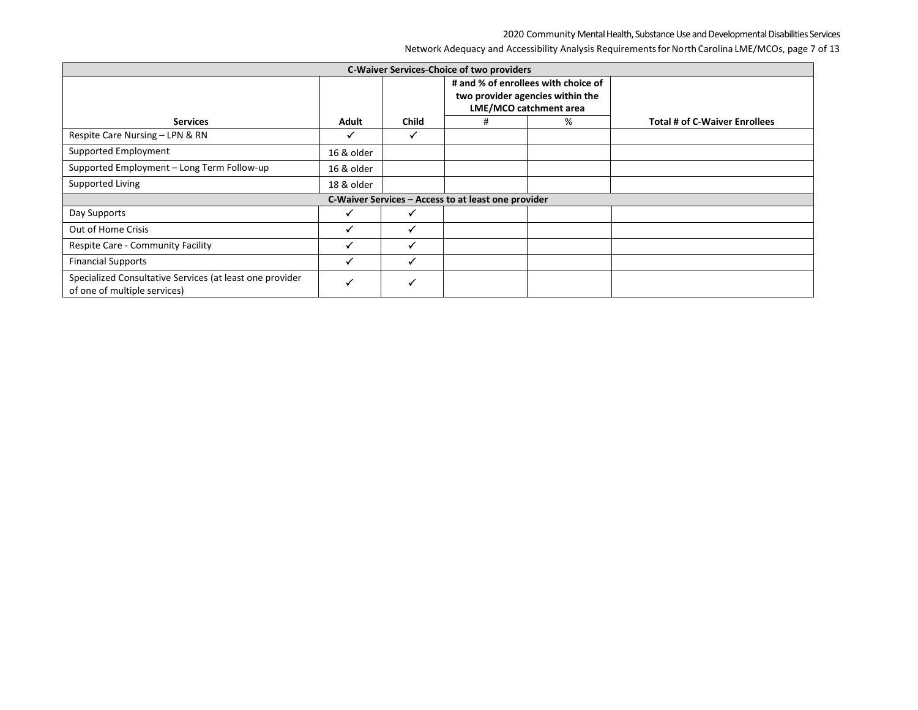| C-Waiver Services-Choice of two providers | | | | | |
|---|---|---|---|---|---|
| | | | # and % of enrollees with choice of two provider agencies within the LME/MCO catchment area | | |
| **Services** | **Adult** | **Child** | # | % | **Total # of C-Waiver Enrollees** |
| Respite Care Nursing – LPN & RN | ✓ | ✓ | | | |
| Supported Employment | 16 & older | | | | |
| Supported Employment – Long Term Follow-up | 16 & older | | | | |
| Supported Living | 18 & older | | | | |
| **C-Waiver Services – Access to at least one provider** | | | | | |
| Day Supports | ✓ | ✓ | | | |
| Out of Home Crisis | ✓ | ✓ | | | |
| Respite Care - Community Facility | ✓ | ✓ | | | |
| Financial Supports | ✓ | ✓ | | | |
| Specialized Consultative Services (at least one provider of one of multiple services) | ✓ | ✓ | | | |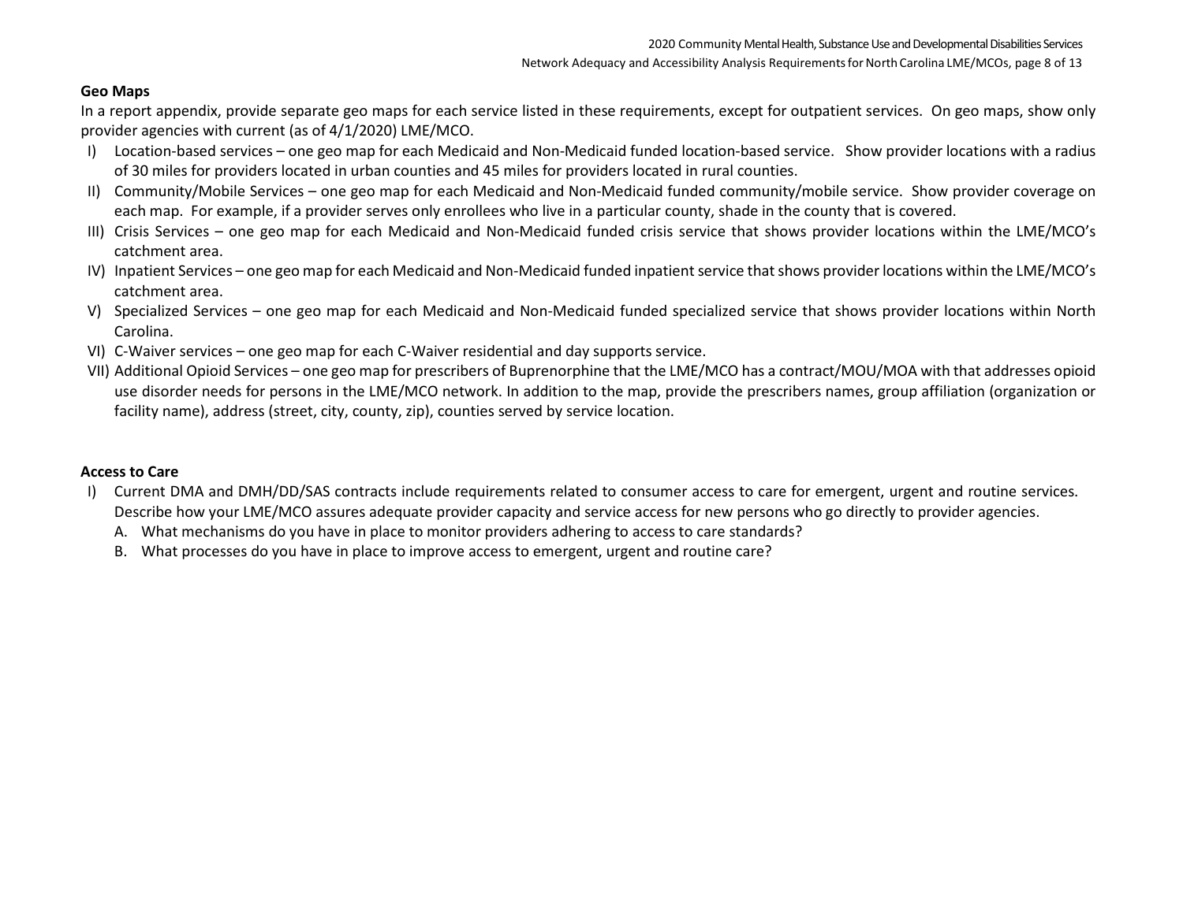**Geo Maps**

In a report appendix, provide separate geo maps for each service listed in these requirements, except for outpatient services. On geo maps, show only provider agencies with current (as of 4/1/2020) LME/MCO.

I) Location-based services – one geo map for each Medicaid and Non-Medicaid funded location-based service. Show provider locations with a radius of 30 miles for providers located in urban counties and 45 miles for providers located in rural counties.

II) Community/Mobile Services – one geo map for each Medicaid and Non-Medicaid funded community/mobile service. Show provider coverage on each map. For example, if a provider serves only enrollees who live in a particular county, shade in the county that is covered.

III) Crisis Services – one geo map for each Medicaid and Non-Medicaid funded crisis service that shows provider locations within the LME/MCO's catchment area.

IV) Inpatient Services – one geo map for each Medicaid and Non-Medicaid funded inpatient service that shows provider locations within the LME/MCO's catchment area.

V) Specialized Services – one geo map for each Medicaid and Non-Medicaid funded specialized service that shows provider locations within North Carolina.

VI) C-Waiver services – one geo map for each C-Waiver residential and day supports service.

VII) Additional Opioid Services – one geo map for prescribers of Buprenorphine that the LME/MCO has a contract/MOU/MOA with that addresses opioid use disorder needs for persons in the LME/MCO network. In addition to the map, provide the prescribers names, group affiliation (organization or facility name), address (street, city, county, zip), counties served by service location.

**Access to Care**

I) Current DMA and DMH/DD/SAS contracts include requirements related to consumer access to care for emergent, urgent and routine services. Describe how your LME/MCO assures adequate provider capacity and service access for new persons who go directly to provider agencies.
   A. What mechanisms do you have in place to monitor providers adhering to access to care standards?
   B. What processes do you have in place to improve access to emergent, urgent and routine care?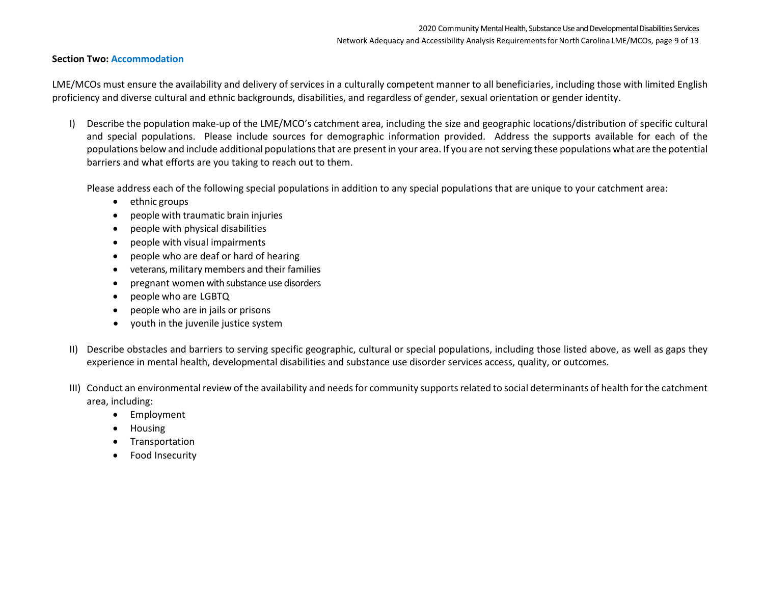**Section Two: Accommodation**

LME/MCOs must ensure the availability and delivery of services in a culturally competent manner to all beneficiaries, including those with limited English proficiency and diverse cultural and ethnic backgrounds, disabilities, and regardless of gender, sexual orientation or gender identity.

I) Describe the population make-up of the LME/MCO's catchment area, including the size and geographic locations/distribution of specific cultural and special populations. Please include sources for demographic information provided. Address the supports available for each of the populations below and include additional populations that are present in your area. If you are not serving these populations what are the potential barriers and what efforts are you taking to reach out to them.

   Please address each of the following special populations in addition to any special populations that are unique to your catchment area:

   - ethnic groups
   - people with traumatic brain injuries
   - people with physical disabilities
   - people with visual impairments
   - people who are deaf or hard of hearing
   - veterans, military members and their families
   - pregnant women with substance use disorders
   - people who are LGBTQ
   - people who are in jails or prisons
   - youth in the juvenile justice system

II) Describe obstacles and barriers to serving specific geographic, cultural or special populations, including those listed above, as well as gaps they experience in mental health, developmental disabilities and substance use disorder services access, quality, or outcomes.

III) Conduct an environmental review of the availability and needs for community supports related to social determinants of health for the catchment area, including:

   - Employment
   - Housing
   - Transportation
   - Food Insecurity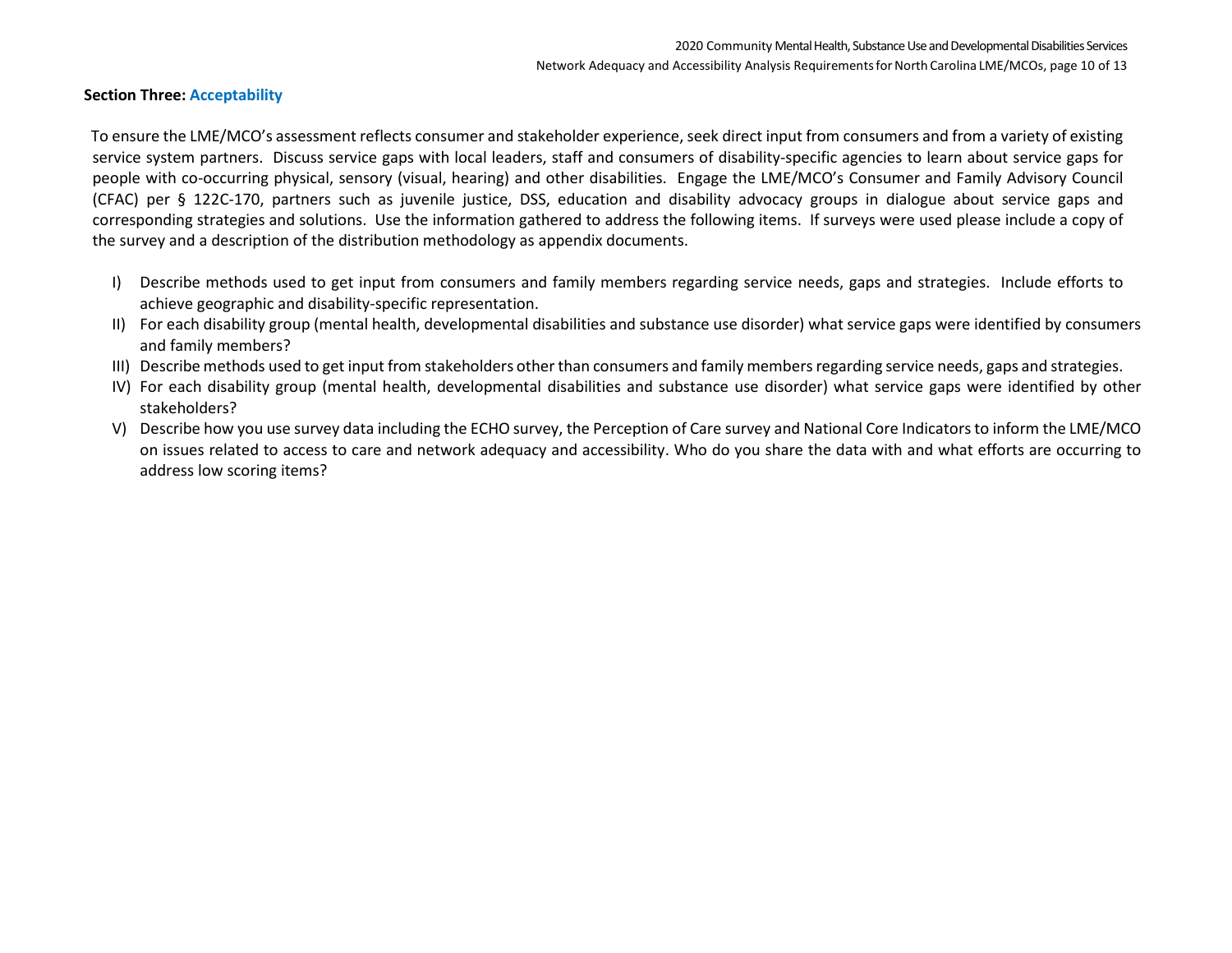**Section Three: Acceptability**

To ensure the LME/MCO's assessment reflects consumer and stakeholder experience, seek direct input from consumers and from a variety of existing service system partners. Discuss service gaps with local leaders, staff and consumers of disability-specific agencies to learn about service gaps for people with co-occurring physical, sensory (visual, hearing) and other disabilities. Engage the LME/MCO's Consumer and Family Advisory Council (CFAC) per § 122C-170, partners such as juvenile justice, DSS, education and disability advocacy groups in dialogue about service gaps and corresponding strategies and solutions. Use the information gathered to address the following items. If surveys were used please include a copy of the survey and a description of the distribution methodology as appendix documents.

I) Describe methods used to get input from consumers and family members regarding service needs, gaps and strategies. Include efforts to achieve geographic and disability-specific representation.

II) For each disability group (mental health, developmental disabilities and substance use disorder) what service gaps were identified by consumers and family members?

III) Describe methods used to get input from stakeholders other than consumers and family members regarding service needs, gaps and strategies.

IV) For each disability group (mental health, developmental disabilities and substance use disorder) what service gaps were identified by other stakeholders?

V) Describe how you use survey data including the ECHO survey, the Perception of Care survey and National Core Indicators to inform the LME/MCO on issues related to access to care and network adequacy and accessibility. Who do you share the data with and what efforts are occurring to address low scoring items?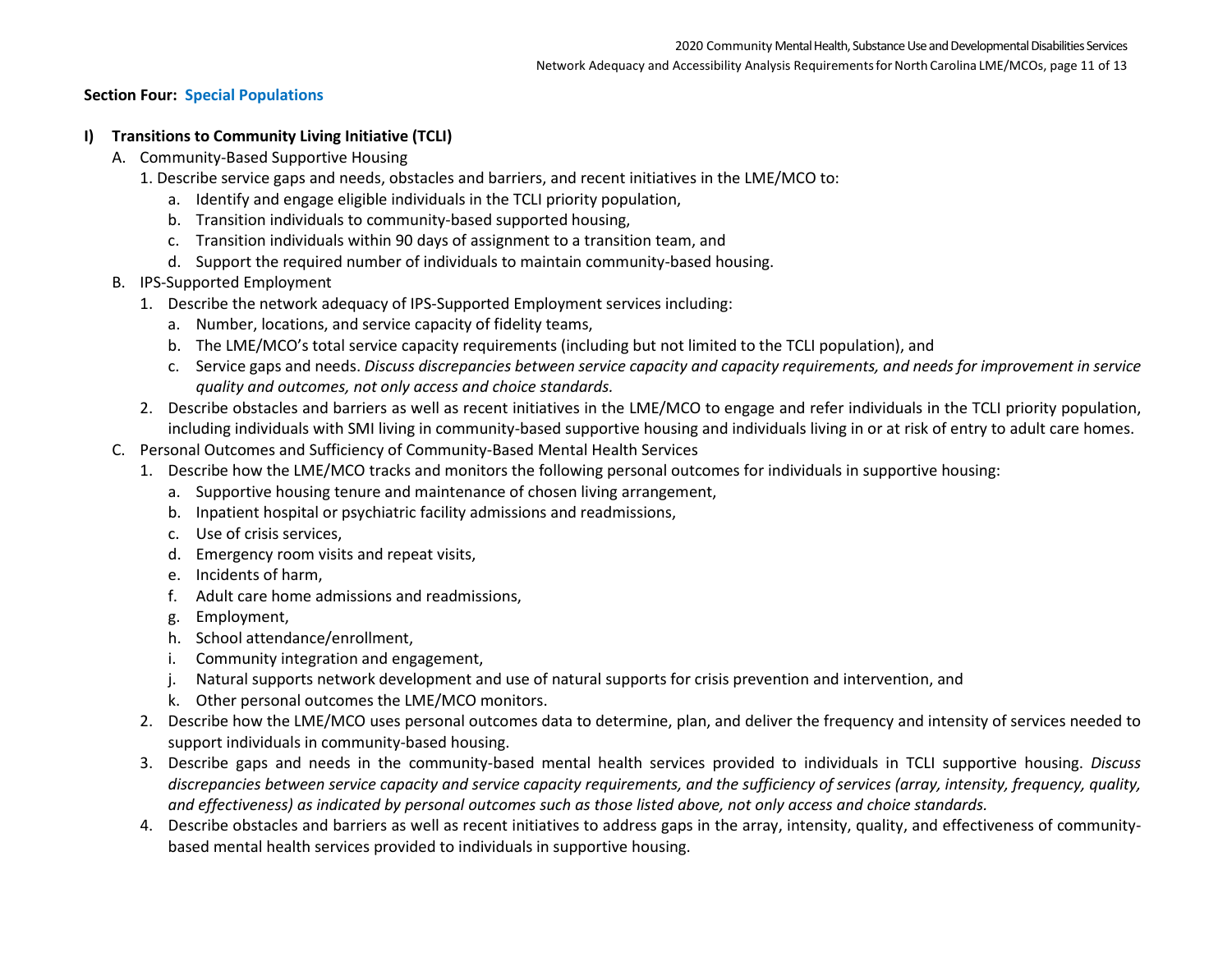**Section Four: Special Populations**

**I) Transitions to Community Living Initiative (TCLI)**

A. Community-Based Supportive Housing
   1. Describe service gaps and needs, obstacles and barriers, and recent initiatives in the LME/MCO to:
      a. Identify and engage eligible individuals in the TCLI priority population,
      b. Transition individuals to community-based supported housing,
      c. Transition individuals within 90 days of assignment to a transition team, and
      d. Support the required number of individuals to maintain community-based housing.

B. IPS-Supported Employment
   1. Describe the network adequacy of IPS-Supported Employment services including:
      a. Number, locations, and service capacity of fidelity teams,
      b. The LME/MCO's total service capacity requirements (including but not limited to the TCLI population), and
      c. Service gaps and needs. *Discuss discrepancies between service capacity and capacity requirements, and needs for improvement in service quality and outcomes, not only access and choice standards.*
   2. Describe obstacles and barriers as well as recent initiatives in the LME/MCO to engage and refer individuals in the TCLI priority population, including individuals with SMI living in community-based supportive housing and individuals living in or at risk of entry to adult care homes.

C. Personal Outcomes and Sufficiency of Community-Based Mental Health Services
   1. Describe how the LME/MCO tracks and monitors the following personal outcomes for individuals in supportive housing:
      a. Supportive housing tenure and maintenance of chosen living arrangement,
      b. Inpatient hospital or psychiatric facility admissions and readmissions,
      c. Use of crisis services,
      d. Emergency room visits and repeat visits,
      e. Incidents of harm,
      f. Adult care home admissions and readmissions,
      g. Employment,
      h. School attendance/enrollment,
      i. Community integration and engagement,
      j. Natural supports network development and use of natural supports for crisis prevention and intervention, and
      k. Other personal outcomes the LME/MCO monitors.
   2. Describe how the LME/MCO uses personal outcomes data to determine, plan, and deliver the frequency and intensity of services needed to support individuals in community-based housing.
   3. Describe gaps and needs in the community-based mental health services provided to individuals in TCLI supportive housing. *Discuss discrepancies between service capacity and service capacity requirements, and the sufficiency of services (array, intensity, frequency, quality, and effectiveness) as indicated by personal outcomes such as those listed above, not only access and choice standards.*
   4. Describe obstacles and barriers as well as recent initiatives to address gaps in the array, intensity, quality, and effectiveness of community-based mental health services provided to individuals in supportive housing.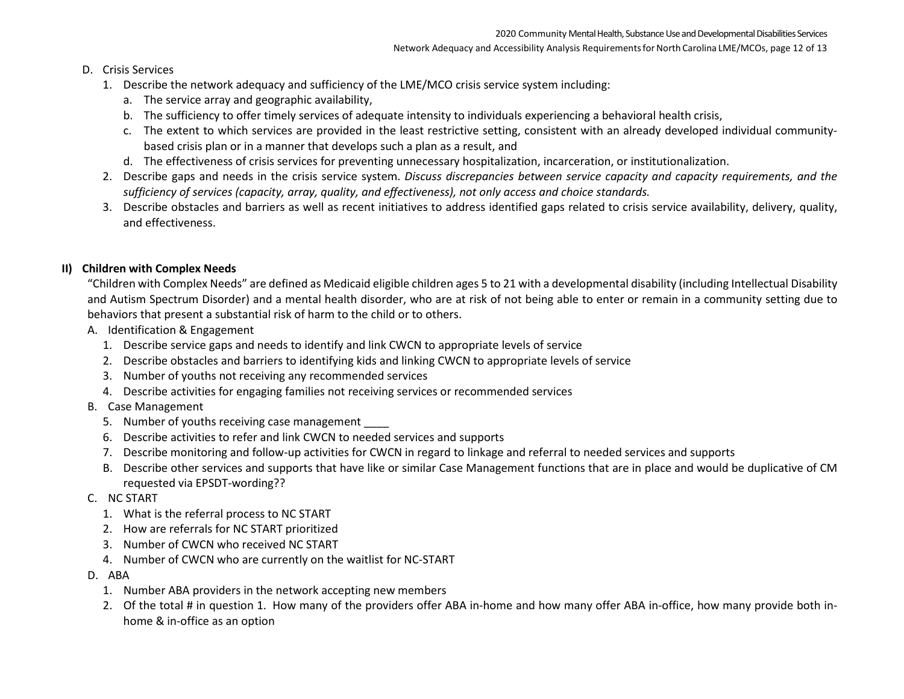D. Crisis Services
   1. Describe the network adequacy and sufficiency of the LME/MCO crisis service system including:
      a. The service array and geographic availability,
      b. The sufficiency to offer timely services of adequate intensity to individuals experiencing a behavioral health crisis,
      c. The extent to which services are provided in the least restrictive setting, consistent with an already developed individual community-based crisis plan or in a manner that develops such a plan as a result, and
      d. The effectiveness of crisis services for preventing unnecessary hospitalization, incarceration, or institutionalization.
   2. Describe gaps and needs in the crisis service system. *Discuss discrepancies between service capacity and capacity requirements, and the sufficiency of services (capacity, array, quality, and effectiveness), not only access and choice standards.*
   3. Describe obstacles and barriers as well as recent initiatives to address identified gaps related to crisis service availability, delivery, quality, and effectiveness.

## II) Children with Complex Needs

"Children with Complex Needs" are defined as Medicaid eligible children ages 5 to 21 with a developmental disability (including Intellectual Disability and Autism Spectrum Disorder) and a mental health disorder, who are at risk of not being able to enter or remain in a community setting due to behaviors that present a substantial risk of harm to the child or to others.

A. Identification & Engagement
   1. Describe service gaps and needs to identify and link CWCN to appropriate levels of service
   2. Describe obstacles and barriers to identifying kids and linking CWCN to appropriate levels of service
   3. Number of youths not receiving any recommended services
   4. Describe activities for engaging families not receiving services or recommended services

B. Case Management
   5. Number of youths receiving case management ____
   6. Describe activities to refer and link CWCN to needed services and supports
   7. Describe monitoring and follow-up activities for CWCN in regard to linkage and referral to needed services and supports
   B. Describe other services and supports that have like or similar Case Management functions that are in place and would be duplicative of CM requested via EPSDT-wording??

C. NC START
   1. What is the referral process to NC START
   2. How are referrals for NC START prioritized
   3. Number of CWCN who received NC START
   4. Number of CWCN who are currently on the waitlist for NC-START

D. ABA
   1. Number ABA providers in the network accepting new members
   2. Of the total # in question 1. How many of the providers offer ABA in-home and how many offer ABA in-office, how many provide both in-home & in-office as an option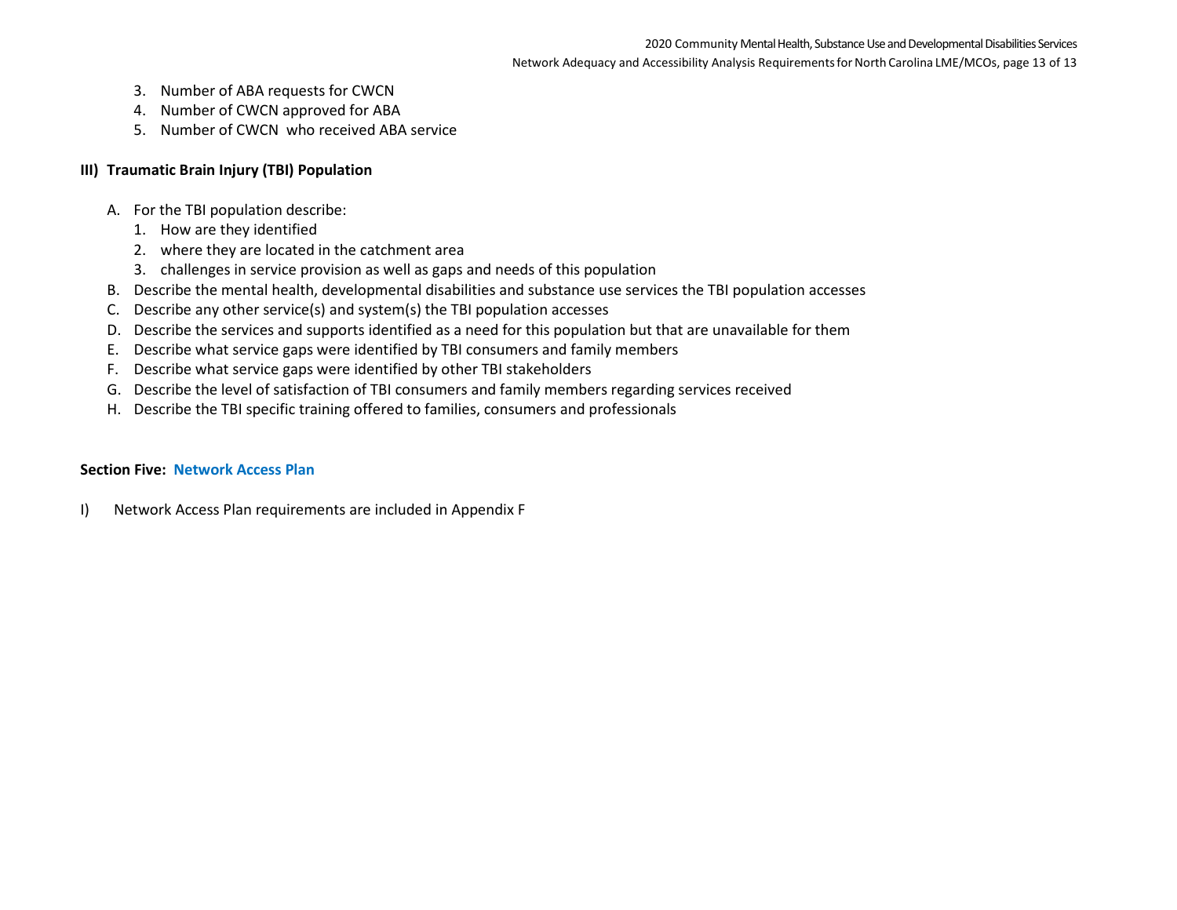3. Number of ABA requests for CWCN
4. Number of CWCN approved for ABA
5. Number of CWCN who received ABA service

**III) Traumatic Brain Injury (TBI) Population**

A. For the TBI population describe:
   1. How are they identified
   2. where they are located in the catchment area
   3. challenges in service provision as well as gaps and needs of this population
B. Describe the mental health, developmental disabilities and substance use services the TBI population accesses
C. Describe any other service(s) and system(s) the TBI population accesses
D. Describe the services and supports identified as a need for this population but that are unavailable for them
E. Describe what service gaps were identified by TBI consumers and family members
F. Describe what service gaps were identified by other TBI stakeholders
G. Describe the level of satisfaction of TBI consumers and family members regarding services received
H. Describe the TBI specific training offered to families, consumers and professionals

## Section Five: Network Access Plan

I) Network Access Plan requirements are included in Appendix F